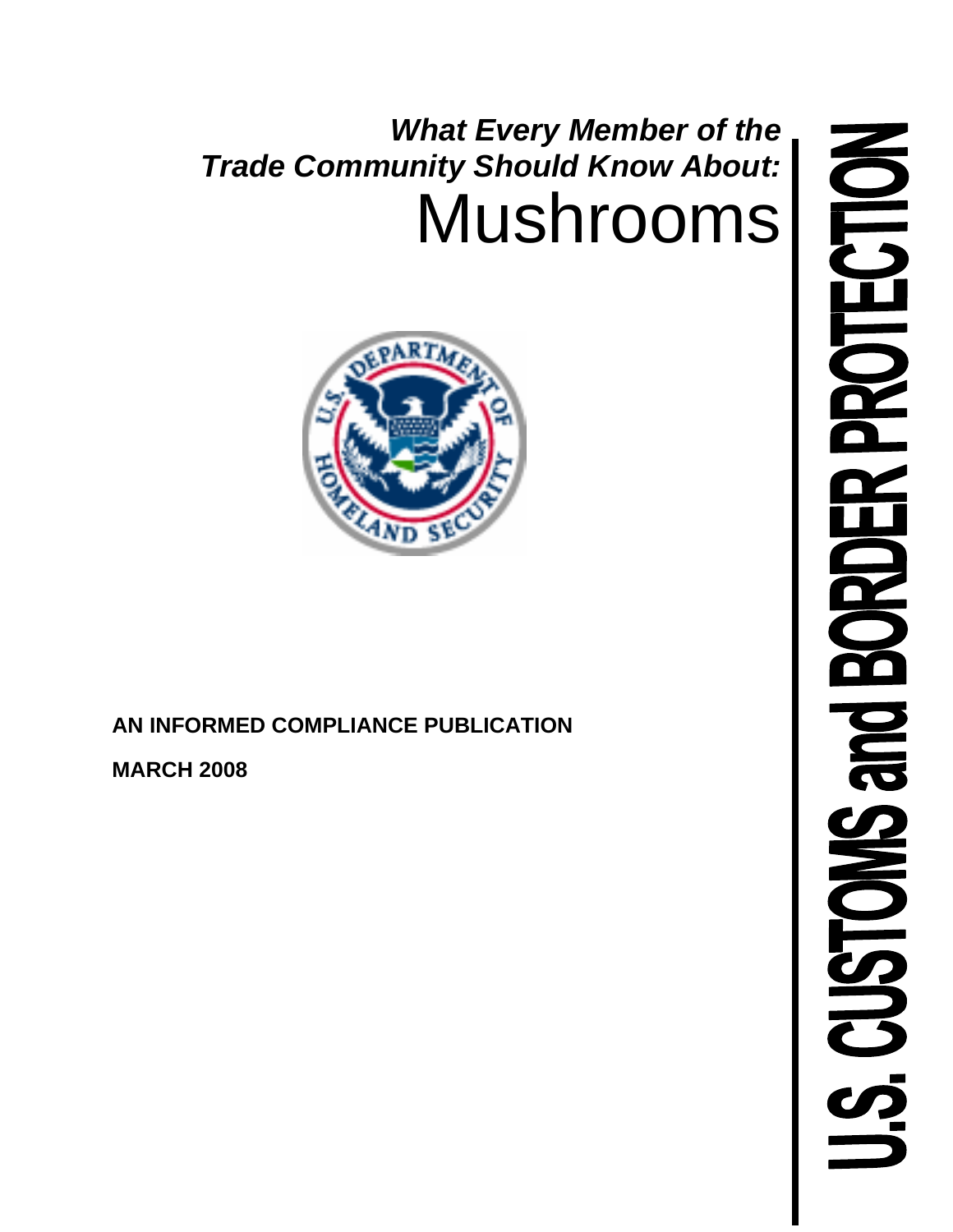*What Every Member of the Trade Community Should Know About:*

# Mushrooms

**AN INFORMED COMPLIANCE PUBLICATION**

**MARCH 2008**

U.S. CUSTOMS and BORDER PROTECTION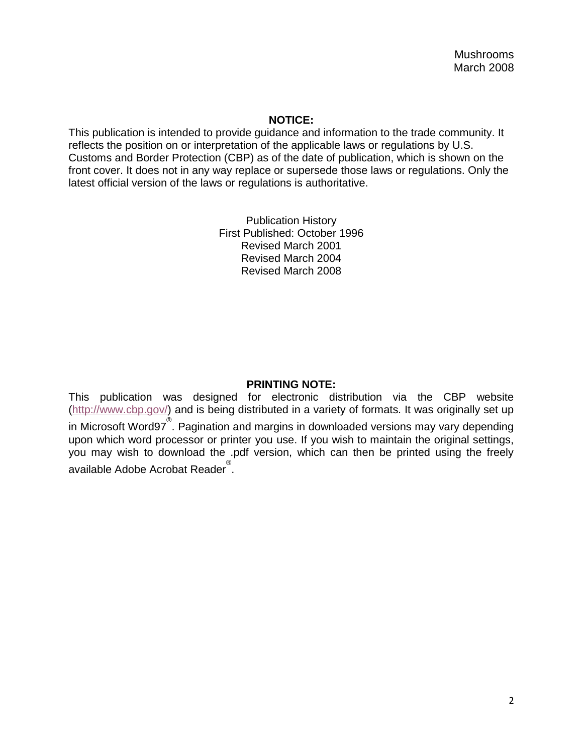Mushrooms
March 2008

**NOTICE:**

This publication is intended to provide guidance and information to the trade community. It reflects the position on or interpretation of the applicable laws or regulations by U.S. Customs and Border Protection (CBP) as of the date of publication, which is shown on the front cover. It does not in any way replace or supersede those laws or regulations. Only the latest official version of the laws or regulations is authoritative.

Publication History
First Published: October 1996
Revised March 2001
Revised March 2004
Revised March 2008

**PRINTING NOTE:**

This publication was designed for electronic distribution via the CBP website (http://www.cbp.gov/) and is being distributed in a variety of formats. It was originally set up in Microsoft Word97®. Pagination and margins in downloaded versions may vary depending upon which word processor or printer you use. If you wish to maintain the original settings, you may wish to download the .pdf version, which can then be printed using the freely available Adobe Acrobat Reader®.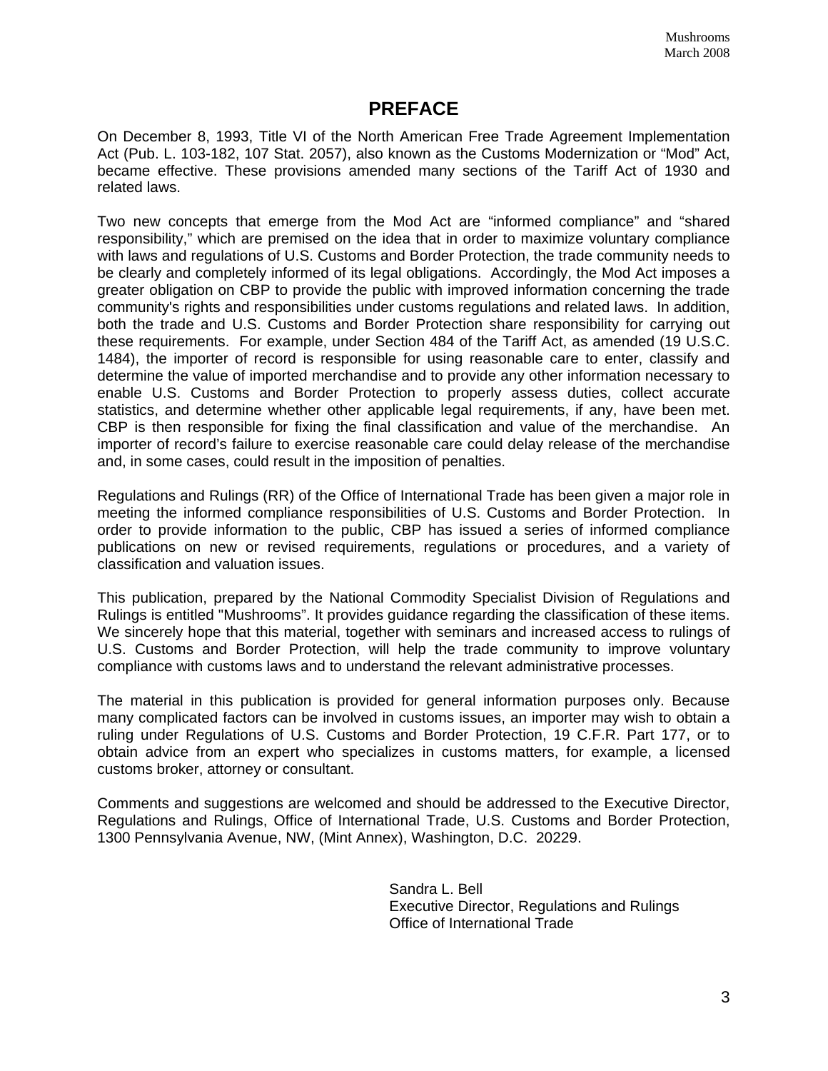# PREFACE

On December 8, 1993, Title VI of the North American Free Trade Agreement Implementation Act (Pub. L. 103-182, 107 Stat. 2057), also known as the Customs Modernization or "Mod" Act, became effective. These provisions amended many sections of the Tariff Act of 1930 and related laws.

Two new concepts that emerge from the Mod Act are "informed compliance" and "shared responsibility," which are premised on the idea that in order to maximize voluntary compliance with laws and regulations of U.S. Customs and Border Protection, the trade community needs to be clearly and completely informed of its legal obligations. Accordingly, the Mod Act imposes a greater obligation on CBP to provide the public with improved information concerning the trade community's rights and responsibilities under customs regulations and related laws. In addition, both the trade and U.S. Customs and Border Protection share responsibility for carrying out these requirements. For example, under Section 484 of the Tariff Act, as amended (19 U.S.C. 1484), the importer of record is responsible for using reasonable care to enter, classify and determine the value of imported merchandise and to provide any other information necessary to enable U.S. Customs and Border Protection to properly assess duties, collect accurate statistics, and determine whether other applicable legal requirements, if any, have been met. CBP is then responsible for fixing the final classification and value of the merchandise. An importer of record's failure to exercise reasonable care could delay release of the merchandise and, in some cases, could result in the imposition of penalties.

Regulations and Rulings (RR) of the Office of International Trade has been given a major role in meeting the informed compliance responsibilities of U.S. Customs and Border Protection. In order to provide information to the public, CBP has issued a series of informed compliance publications on new or revised requirements, regulations or procedures, and a variety of classification and valuation issues.

This publication, prepared by the National Commodity Specialist Division of Regulations and Rulings is entitled "Mushrooms". It provides guidance regarding the classification of these items. We sincerely hope that this material, together with seminars and increased access to rulings of U.S. Customs and Border Protection, will help the trade community to improve voluntary compliance with customs laws and to understand the relevant administrative processes.

The material in this publication is provided for general information purposes only. Because many complicated factors can be involved in customs issues, an importer may wish to obtain a ruling under Regulations of U.S. Customs and Border Protection, 19 C.F.R. Part 177, or to obtain advice from an expert who specializes in customs matters, for example, a licensed customs broker, attorney or consultant.

Comments and suggestions are welcomed and should be addressed to the Executive Director, Regulations and Rulings, Office of International Trade, U.S. Customs and Border Protection, 1300 Pennsylvania Avenue, NW, (Mint Annex), Washington, D.C. 20229.

Sandra L. Bell
Executive Director, Regulations and Rulings
Office of International Trade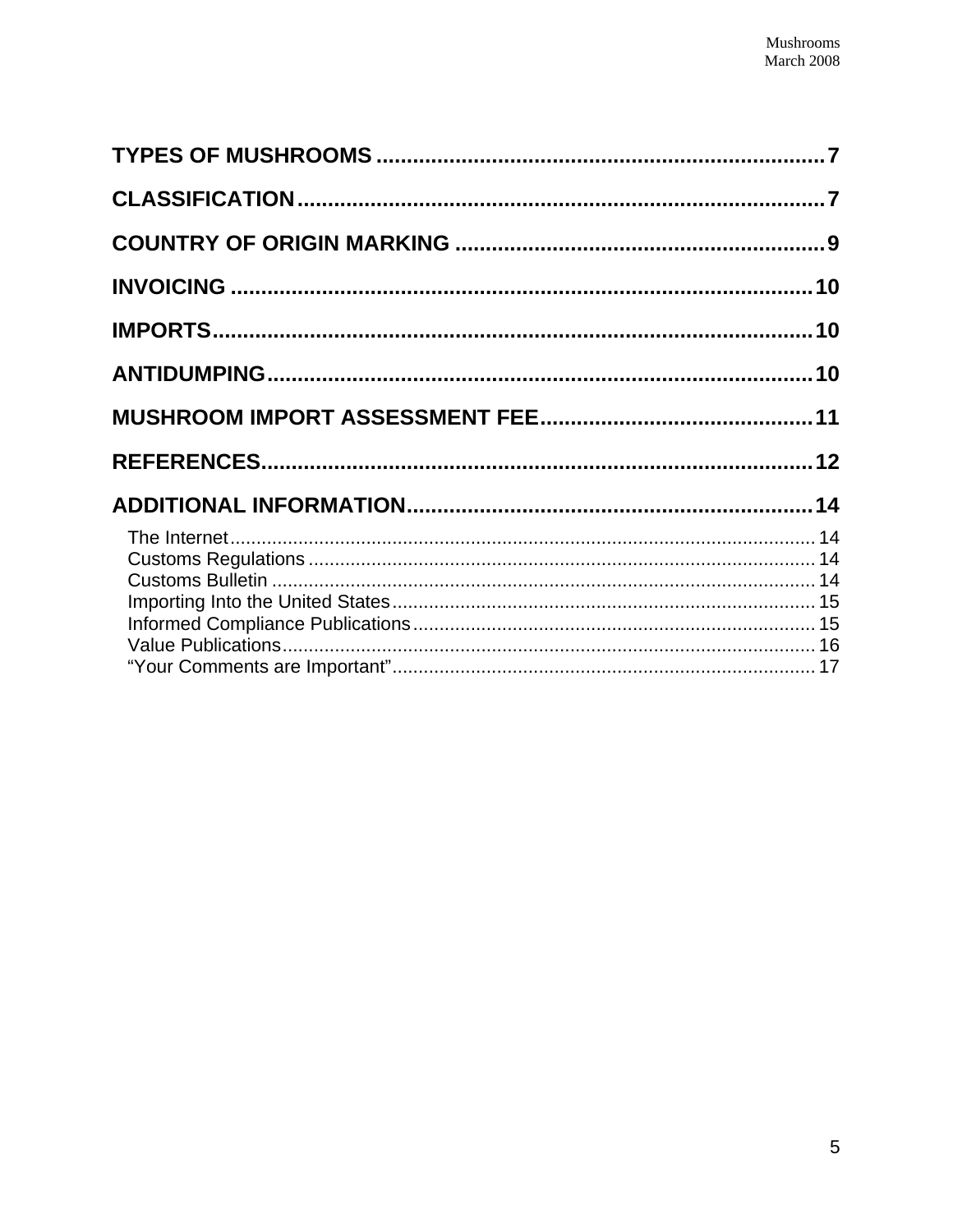**TYPES OF MUSHROOMS** ........................................................................ 7

**CLASSIFICATION** ................................................................................. 7

**COUNTRY OF ORIGIN MARKING** ......................................................... 9

**INVOICING** ......................................................................................... 10

**IMPORTS** ........................................................................................... 10

**ANTIDUMPING** .................................................................................... 10

**MUSHROOM IMPORT ASSESSMENT FEE** ............................................ 11

**REFERENCES** ..................................................................................... 12

**ADDITIONAL INFORMATION** ............................................................... 14

- The Internet ............................................................................................ 14
- Customs Regulations .............................................................................. 14
- Customs Bulletin .................................................................................... 14
- Importing Into the United States ............................................................. 15
- Informed Compliance Publications .......................................................... 15
- Value Publications .................................................................................. 16
- "Your Comments are Important" ............................................................. 17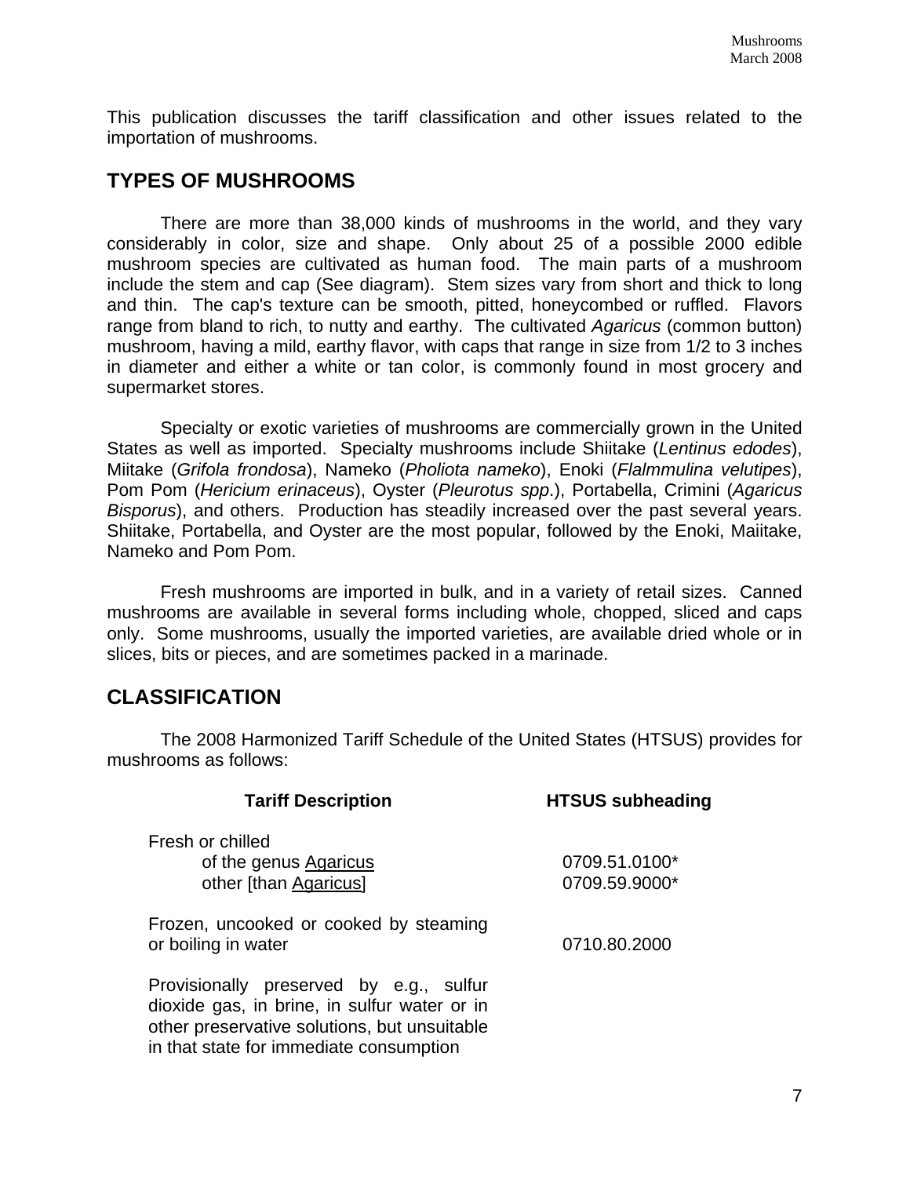This publication discusses the tariff classification and other issues related to the importation of mushrooms.

## TYPES OF MUSHROOMS

There are more than 38,000 kinds of mushrooms in the world, and they vary considerably in color, size and shape. Only about 25 of a possible 2000 edible mushroom species are cultivated as human food. The main parts of a mushroom include the stem and cap (See diagram). Stem sizes vary from short and thick to long and thin. The cap's texture can be smooth, pitted, honeycombed or ruffled. Flavors range from bland to rich, to nutty and earthy. The cultivated *Agaricus* (common button) mushroom, having a mild, earthy flavor, with caps that range in size from 1/2 to 3 inches in diameter and either a white or tan color, is commonly found in most grocery and supermarket stores.

Specialty or exotic varieties of mushrooms are commercially grown in the United States as well as imported. Specialty mushrooms include Shiitake (*Lentinus edodes*), Miitake (*Grifola frondosa*), Nameko (*Pholiota nameko*), Enoki (*Flalmmulina velutipes*), Pom Pom (*Hericium erinaceus*), Oyster (*Pleurotus spp*.), Portabella, Crimini (*Agaricus Bisporus*), and others. Production has steadily increased over the past several years. Shiitake, Portabella, and Oyster are the most popular, followed by the Enoki, Maiitake, Nameko and Pom Pom.

Fresh mushrooms are imported in bulk, and in a variety of retail sizes. Canned mushrooms are available in several forms including whole, chopped, sliced and caps only. Some mushrooms, usually the imported varieties, are available dried whole or in slices, bits or pieces, and are sometimes packed in a marinade.

## CLASSIFICATION

The 2008 Harmonized Tariff Schedule of the United States (HTSUS) provides for mushrooms as follows:

| Tariff Description | HTSUS subheading |
|---|---|
| Fresh or chilled | |
| of the genus Agaricus | 0709.51.0100* |
| other [than Agaricus] | 0709.59.9000* |
| Frozen, uncooked or cooked by steaming or boiling in water | 0710.80.2000 |
| Provisionally preserved by e.g., sulfur dioxide gas, in brine, in sulfur water or in other preservative solutions, but unsuitable in that state for immediate consumption | |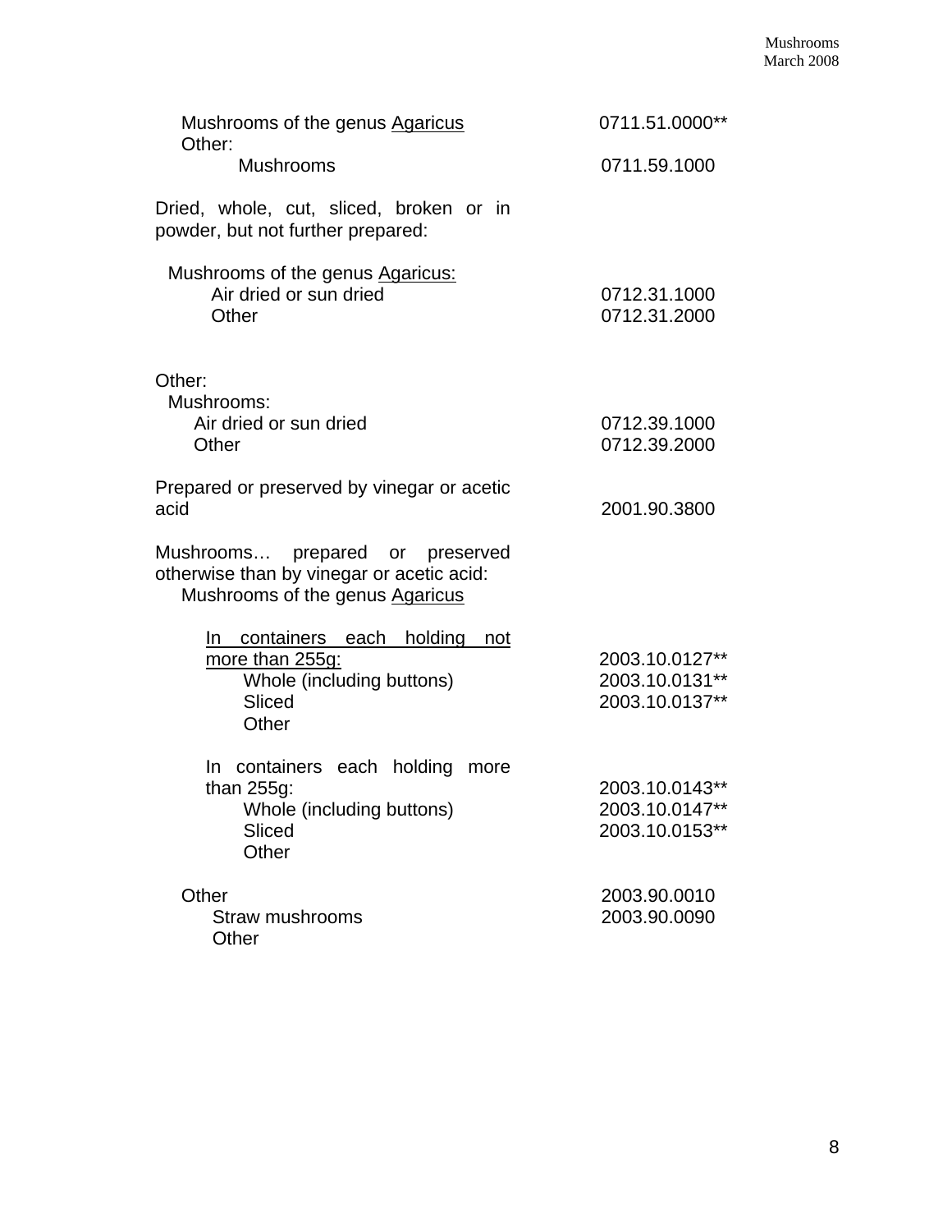| Description | HTS Number |
|---|---|
| Mushrooms of the genus <u>Agaricus</u> | 0711.51.0000** |
| Other: | |
| Mushrooms | 0711.59.1000 |
| Dried, whole, cut, sliced, broken or in powder, but not further prepared: | |
| Mushrooms of the genus <u>Agaricus:</u> | |
| Air dried or sun dried | 0712.31.1000 |
| Other | 0712.31.2000 |
| Other: | |
| Mushrooms: | |
| Air dried or sun dried | 0712.39.1000 |
| Other | 0712.39.2000 |
| Prepared or preserved by vinegar or acetic acid | 2001.90.3800 |
| Mushrooms… prepared or preserved otherwise than by vinegar or acetic acid: | |
| Mushrooms of the genus <u>Agaricus</u> | |
| <u>In containers each holding not more than 255g:</u> | 2003.10.0127** |
| Whole (including buttons) | 2003.10.0131** |
| Sliced | 2003.10.0137** |
| Other | |
| In containers each holding more than 255g: | 2003.10.0143** |
| Whole (including buttons) | 2003.10.0147** |
| Sliced | 2003.10.0153** |
| Other | |
| Other | 2003.90.0010 |
| Straw mushrooms | 2003.90.0090 |
| Other | |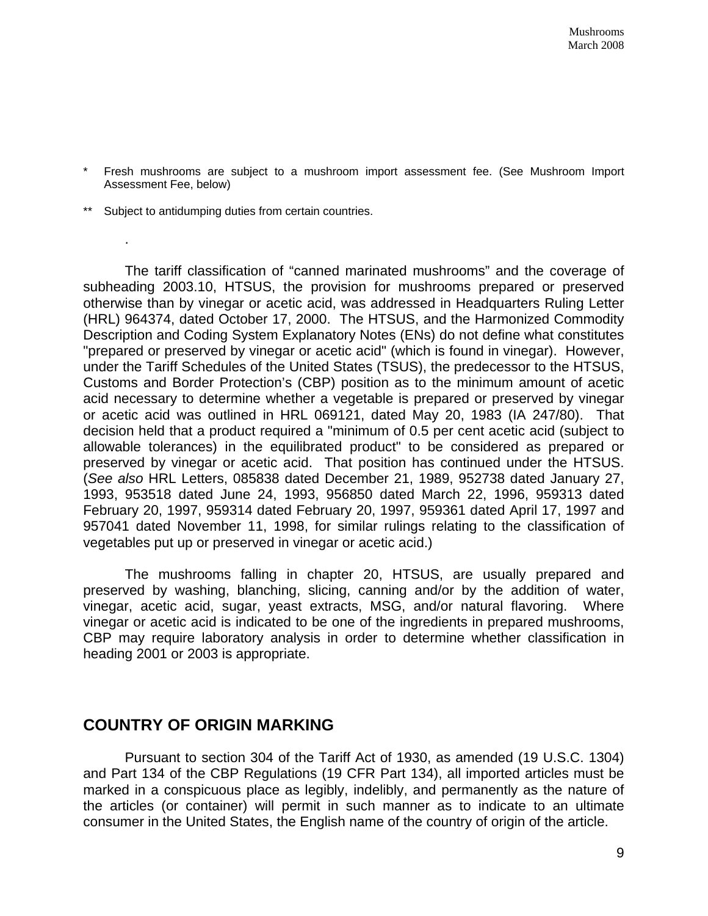* Fresh mushrooms are subject to a mushroom import assessment fee. (See Mushroom Import Assessment Fee, below)

** Subject to antidumping duties from certain countries.

.

The tariff classification of “canned marinated mushrooms” and the coverage of subheading 2003.10, HTSUS, the provision for mushrooms prepared or preserved otherwise than by vinegar or acetic acid, was addressed in Headquarters Ruling Letter (HRL) 964374, dated October 17, 2000. The HTSUS, and the Harmonized Commodity Description and Coding System Explanatory Notes (ENs) do not define what constitutes "prepared or preserved by vinegar or acetic acid" (which is found in vinegar). However, under the Tariff Schedules of the United States (TSUS), the predecessor to the HTSUS, Customs and Border Protection’s (CBP) position as to the minimum amount of acetic acid necessary to determine whether a vegetable is prepared or preserved by vinegar or acetic acid was outlined in HRL 069121, dated May 20, 1983 (IA 247/80). That decision held that a product required a "minimum of 0.5 per cent acetic acid (subject to allowable tolerances) in the equilibrated product" to be considered as prepared or preserved by vinegar or acetic acid. That position has continued under the HTSUS. (*See also* HRL Letters, 085838 dated December 21, 1989, 952738 dated January 27, 1993, 953518 dated June 24, 1993, 956850 dated March 22, 1996, 959313 dated February 20, 1997, 959314 dated February 20, 1997, 959361 dated April 17, 1997 and 957041 dated November 11, 1998, for similar rulings relating to the classification of vegetables put up or preserved in vinegar or acetic acid.)

The mushrooms falling in chapter 20, HTSUS, are usually prepared and preserved by washing, blanching, slicing, canning and/or by the addition of water, vinegar, acetic acid, sugar, yeast extracts, MSG, and/or natural flavoring. Where vinegar or acetic acid is indicated to be one of the ingredients in prepared mushrooms, CBP may require laboratory analysis in order to determine whether classification in heading 2001 or 2003 is appropriate.

## COUNTRY OF ORIGIN MARKING

Pursuant to section 304 of the Tariff Act of 1930, as amended (19 U.S.C. 1304) and Part 134 of the CBP Regulations (19 CFR Part 134), all imported articles must be marked in a conspicuous place as legibly, indelibly, and permanently as the nature of the articles (or container) will permit in such manner as to indicate to an ultimate consumer in the United States, the English name of the country of origin of the article.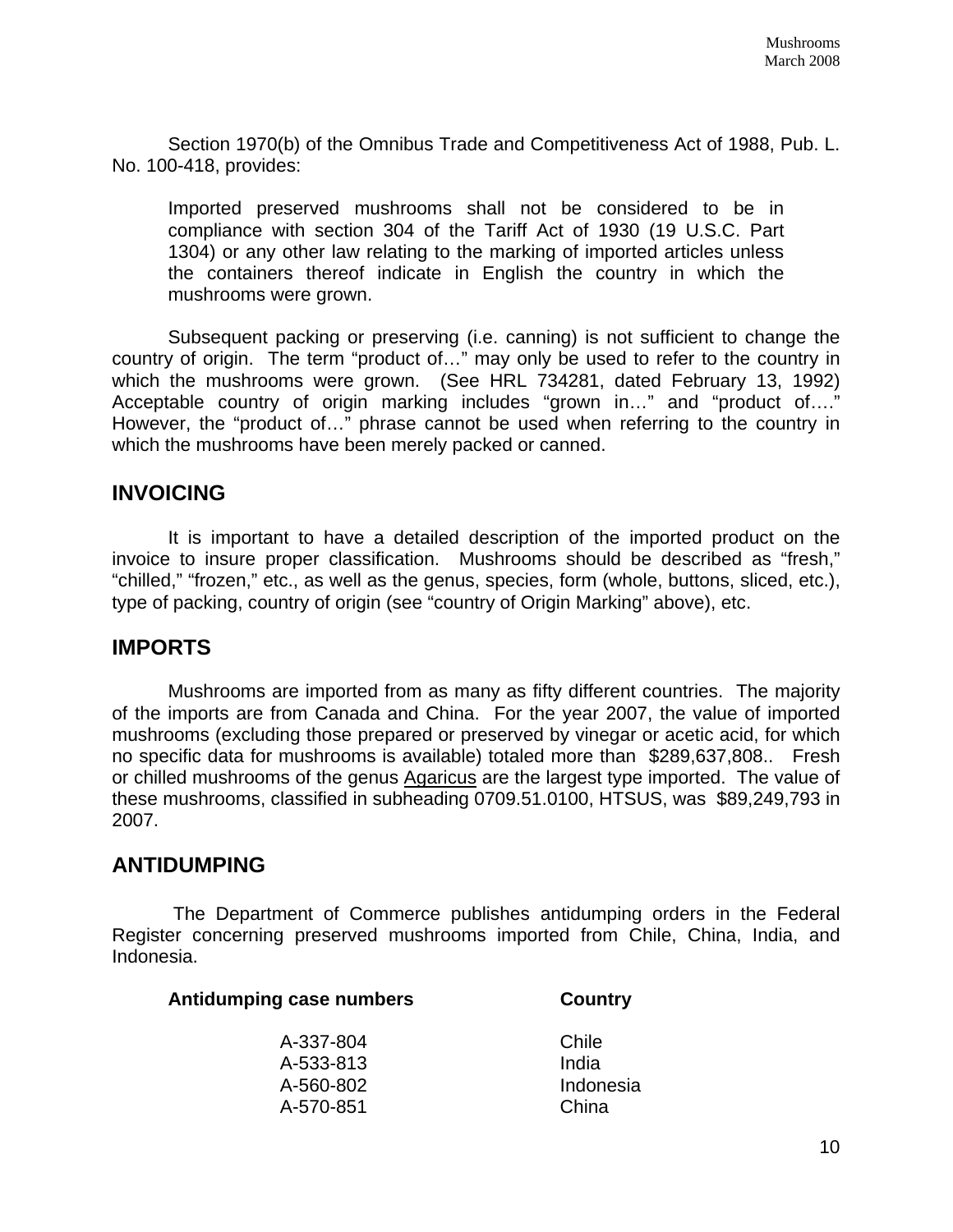Section 1970(b) of the Omnibus Trade and Competitiveness Act of 1988, Pub. L. No. 100-418, provides:

> Imported preserved mushrooms shall not be considered to be in compliance with section 304 of the Tariff Act of 1930 (19 U.S.C. Part 1304) or any other law relating to the marking of imported articles unless the containers thereof indicate in English the country in which the mushrooms were grown.

Subsequent packing or preserving (i.e. canning) is not sufficient to change the country of origin. The term "product of…" may only be used to refer to the country in which the mushrooms were grown. (See HRL 734281, dated February 13, 1992) Acceptable country of origin marking includes "grown in…" and "product of…." However, the "product of…" phrase cannot be used when referring to the country in which the mushrooms have been merely packed or canned.

## INVOICING

It is important to have a detailed description of the imported product on the invoice to insure proper classification. Mushrooms should be described as "fresh," "chilled," "frozen," etc., as well as the genus, species, form (whole, buttons, sliced, etc.), type of packing, country of origin (see "country of Origin Marking" above), etc.

## IMPORTS

Mushrooms are imported from as many as fifty different countries. The majority of the imports are from Canada and China. For the year 2007, the value of imported mushrooms (excluding those prepared or preserved by vinegar or acetic acid, for which no specific data for mushrooms is available) totaled more than $289,637,808.. Fresh or chilled mushrooms of the genus Agaricus are the largest type imported. The value of these mushrooms, classified in subheading 0709.51.0100, HTSUS, was $89,249,793 in 2007.

## ANTIDUMPING

The Department of Commerce publishes antidumping orders in the Federal Register concerning preserved mushrooms imported from Chile, China, India, and Indonesia.

| Antidumping case numbers | Country |
|---|---|
| A-337-804 | Chile |
| A-533-813 | India |
| A-560-802 | Indonesia |
| A-570-851 | China |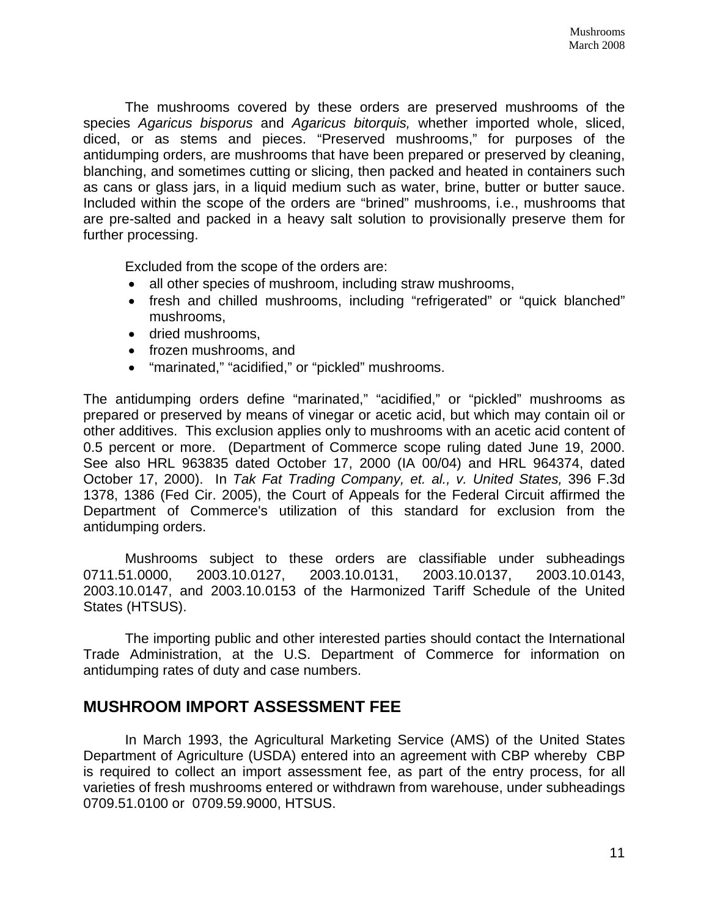The mushrooms covered by these orders are preserved mushrooms of the species *Agaricus bisporus* and *Agaricus bitorquis,* whether imported whole, sliced, diced, or as stems and pieces. "Preserved mushrooms," for purposes of the antidumping orders, are mushrooms that have been prepared or preserved by cleaning, blanching, and sometimes cutting or slicing, then packed and heated in containers such as cans or glass jars, in a liquid medium such as water, brine, butter or butter sauce. Included within the scope of the orders are "brined" mushrooms, i.e., mushrooms that are pre-salted and packed in a heavy salt solution to provisionally preserve them for further processing.

Excluded from the scope of the orders are:

- all other species of mushroom, including straw mushrooms,
- fresh and chilled mushrooms, including "refrigerated" or "quick blanched" mushrooms,
- dried mushrooms,
- frozen mushrooms, and
- "marinated," "acidified," or "pickled" mushrooms.

The antidumping orders define "marinated," "acidified," or "pickled" mushrooms as prepared or preserved by means of vinegar or acetic acid, but which may contain oil or other additives. This exclusion applies only to mushrooms with an acetic acid content of 0.5 percent or more. (Department of Commerce scope ruling dated June 19, 2000. See also HRL 963835 dated October 17, 2000 (IA 00/04) and HRL 964374, dated October 17, 2000). In *Tak Fat Trading Company, et. al., v. United States,* 396 F.3d 1378, 1386 (Fed Cir. 2005), the Court of Appeals for the Federal Circuit affirmed the Department of Commerce's utilization of this standard for exclusion from the antidumping orders.

Mushrooms subject to these orders are classifiable under subheadings 0711.51.0000, 2003.10.0127, 2003.10.0131, 2003.10.0137, 2003.10.0143, 2003.10.0147, and 2003.10.0153 of the Harmonized Tariff Schedule of the United States (HTSUS).

The importing public and other interested parties should contact the International Trade Administration, at the U.S. Department of Commerce for information on antidumping rates of duty and case numbers.

## MUSHROOM IMPORT ASSESSMENT FEE

In March 1993, the Agricultural Marketing Service (AMS) of the United States Department of Agriculture (USDA) entered into an agreement with CBP whereby CBP is required to collect an import assessment fee, as part of the entry process, for all varieties of fresh mushrooms entered or withdrawn from warehouse, under subheadings 0709.51.0100 or 0709.59.9000, HTSUS.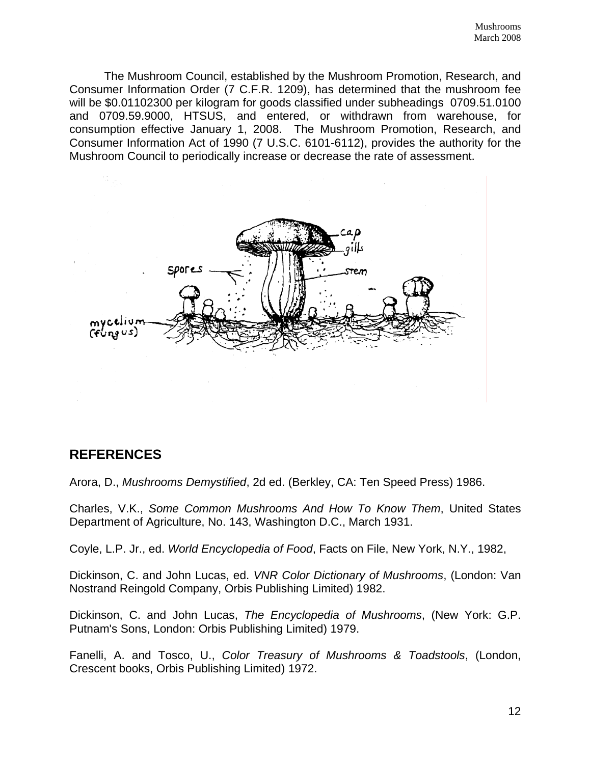The Mushroom Council, established by the Mushroom Promotion, Research, and Consumer Information Order (7 C.F.R. 1209), has determined that the mushroom fee will be $0.01102300 per kilogram for goods classified under subheadings 0709.51.0100 and 0709.59.9000, HTSUS, and entered, or withdrawn from warehouse, for consumption effective January 1, 2008. The Mushroom Promotion, Research, and Consumer Information Act of 1990 (7 U.S.C. 6101-6112), provides the authority for the Mushroom Council to periodically increase or decrease the rate of assessment.

## REFERENCES

Arora, D., *Mushrooms Demystified*, 2d ed. (Berkley, CA: Ten Speed Press) 1986.

Charles, V.K., *Some Common Mushrooms And How To Know Them*, United States Department of Agriculture, No. 143, Washington D.C., March 1931.

Coyle, L.P. Jr., ed. *World Encyclopedia of Food*, Facts on File, New York, N.Y., 1982,

Dickinson, C. and John Lucas, ed. *VNR Color Dictionary of Mushrooms*, (London: Van Nostrand Reingold Company, Orbis Publishing Limited) 1982.

Dickinson, C. and John Lucas, *The Encyclopedia of Mushrooms*, (New York: G.P. Putnam's Sons, London: Orbis Publishing Limited) 1979.

Fanelli, A. and Tosco, U., *Color Treasury of Mushrooms & Toadstools*, (London, Crescent books, Orbis Publishing Limited) 1972.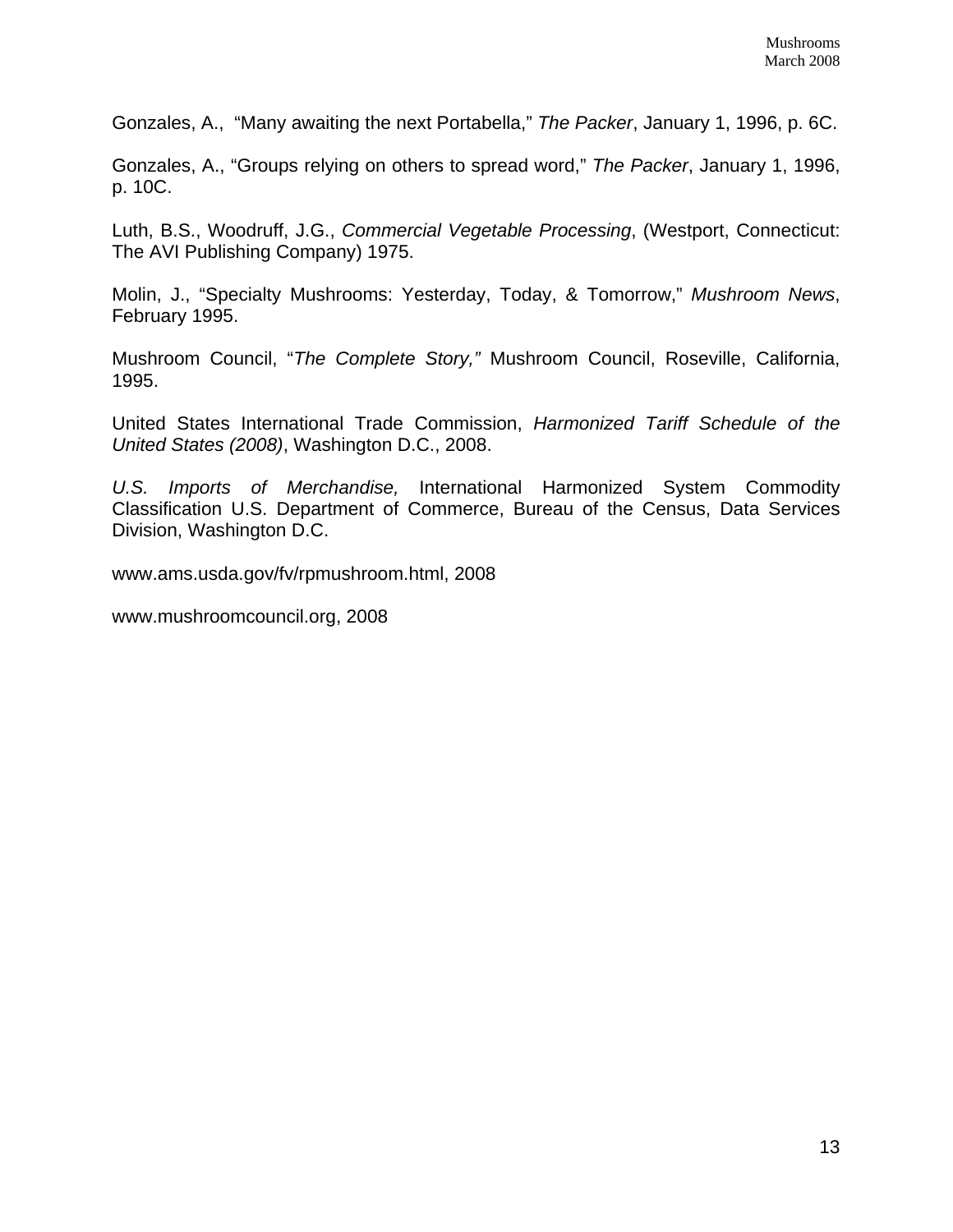Gonzales, A., "Many awaiting the next Portabella," *The Packer*, January 1, 1996, p. 6C.

Gonzales, A., "Groups relying on others to spread word," *The Packer*, January 1, 1996, p. 10C.

Luth, B.S., Woodruff, J.G., *Commercial Vegetable Processing*, (Westport, Connecticut: The AVI Publishing Company) 1975.

Molin, J., "Specialty Mushrooms: Yesterday, Today, & Tomorrow," *Mushroom News*, February 1995.

Mushroom Council, "*The Complete Story,"* Mushroom Council, Roseville, California, 1995.

United States International Trade Commission, *Harmonized Tariff Schedule of the United States (2008)*, Washington D.C., 2008.

*U.S. Imports of Merchandise,* International Harmonized System Commodity Classification U.S. Department of Commerce, Bureau of the Census, Data Services Division, Washington D.C.

www.ams.usda.gov/fv/rpmushroom.html, 2008

www.mushroomcouncil.org, 2008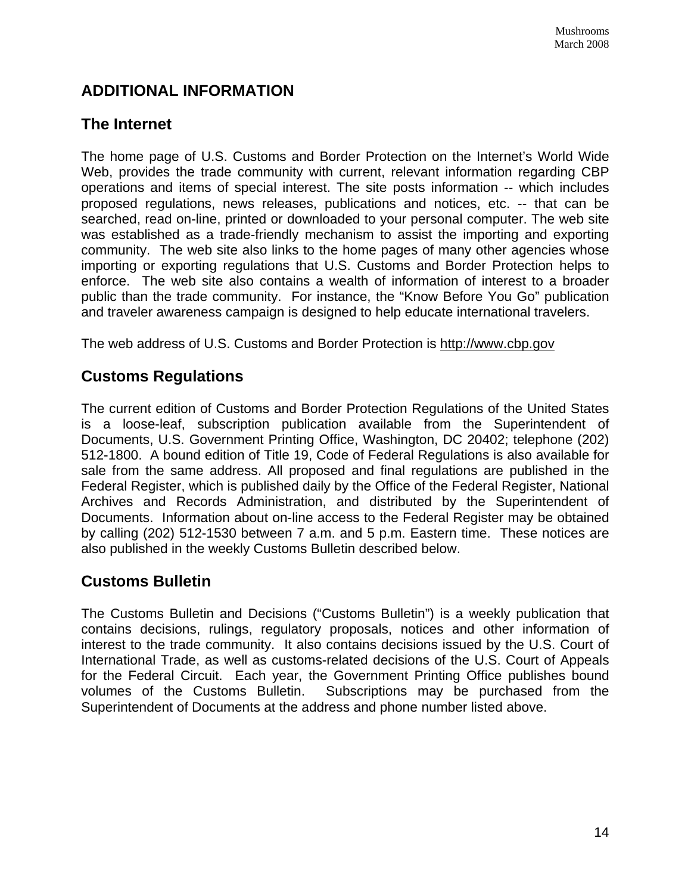# ADDITIONAL INFORMATION

## The Internet

The home page of U.S. Customs and Border Protection on the Internet's World Wide Web, provides the trade community with current, relevant information regarding CBP operations and items of special interest. The site posts information -- which includes proposed regulations, news releases, publications and notices, etc. -- that can be searched, read on-line, printed or downloaded to your personal computer. The web site was established as a trade-friendly mechanism to assist the importing and exporting community. The web site also links to the home pages of many other agencies whose importing or exporting regulations that U.S. Customs and Border Protection helps to enforce. The web site also contains a wealth of information of interest to a broader public than the trade community. For instance, the "Know Before You Go" publication and traveler awareness campaign is designed to help educate international travelers.

The web address of U.S. Customs and Border Protection is http://www.cbp.gov

## Customs Regulations

The current edition of Customs and Border Protection Regulations of the United States is a loose-leaf, subscription publication available from the Superintendent of Documents, U.S. Government Printing Office, Washington, DC 20402; telephone (202) 512-1800. A bound edition of Title 19, Code of Federal Regulations is also available for sale from the same address. All proposed and final regulations are published in the Federal Register, which is published daily by the Office of the Federal Register, National Archives and Records Administration, and distributed by the Superintendent of Documents. Information about on-line access to the Federal Register may be obtained by calling (202) 512-1530 between 7 a.m. and 5 p.m. Eastern time. These notices are also published in the weekly Customs Bulletin described below.

## Customs Bulletin

The Customs Bulletin and Decisions ("Customs Bulletin") is a weekly publication that contains decisions, rulings, regulatory proposals, notices and other information of interest to the trade community. It also contains decisions issued by the U.S. Court of International Trade, as well as customs-related decisions of the U.S. Court of Appeals for the Federal Circuit. Each year, the Government Printing Office publishes bound volumes of the Customs Bulletin. Subscriptions may be purchased from the Superintendent of Documents at the address and phone number listed above.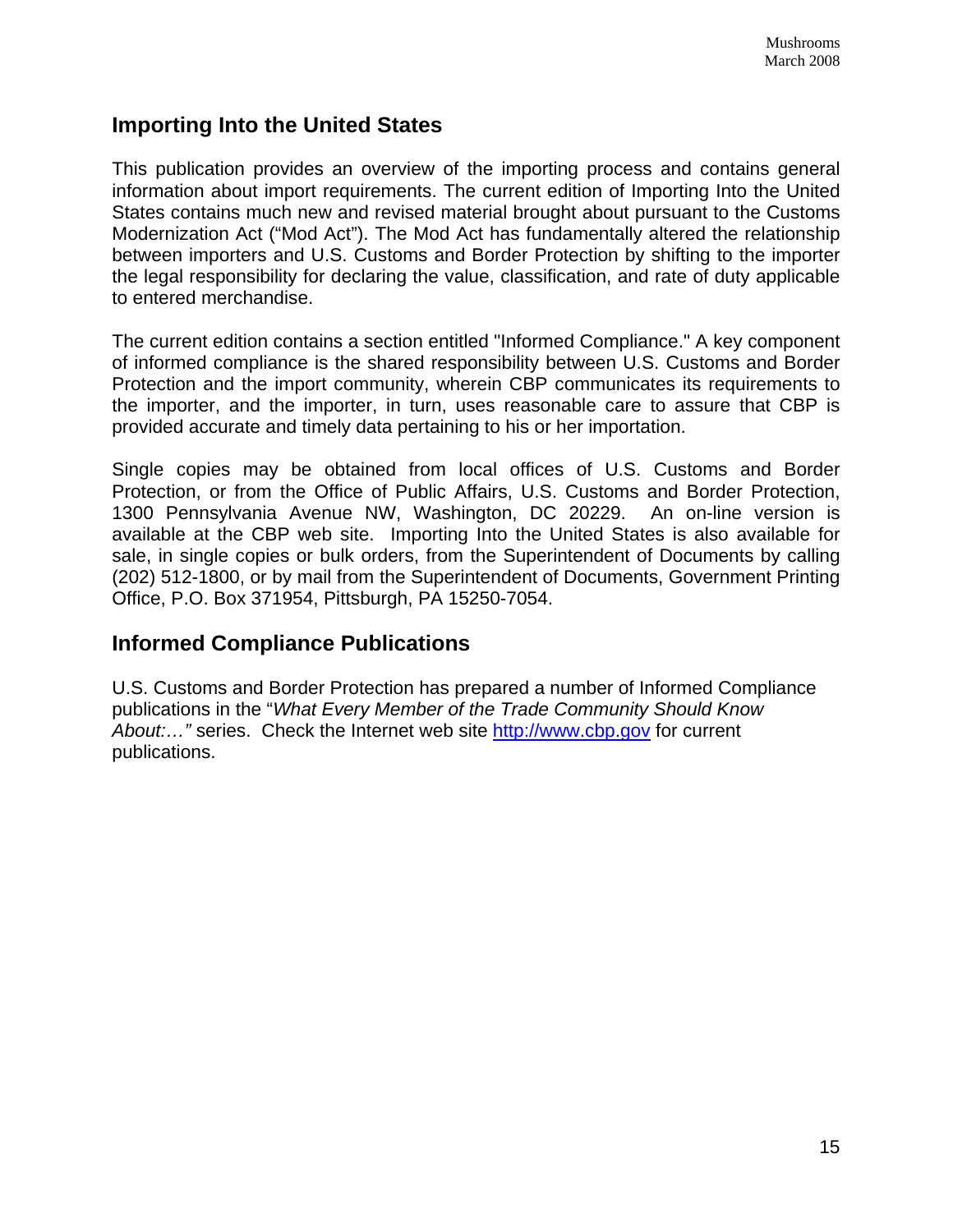## Importing Into the United States

This publication provides an overview of the importing process and contains general information about import requirements. The current edition of Importing Into the United States contains much new and revised material brought about pursuant to the Customs Modernization Act ("Mod Act"). The Mod Act has fundamentally altered the relationship between importers and U.S. Customs and Border Protection by shifting to the importer the legal responsibility for declaring the value, classification, and rate of duty applicable to entered merchandise.

The current edition contains a section entitled "Informed Compliance." A key component of informed compliance is the shared responsibility between U.S. Customs and Border Protection and the import community, wherein CBP communicates its requirements to the importer, and the importer, in turn, uses reasonable care to assure that CBP is provided accurate and timely data pertaining to his or her importation.

Single copies may be obtained from local offices of U.S. Customs and Border Protection, or from the Office of Public Affairs, U.S. Customs and Border Protection, 1300 Pennsylvania Avenue NW, Washington, DC 20229. An on-line version is available at the CBP web site. Importing Into the United States is also available for sale, in single copies or bulk orders, from the Superintendent of Documents by calling (202) 512-1800, or by mail from the Superintendent of Documents, Government Printing Office, P.O. Box 371954, Pittsburgh, PA 15250-7054.

## Informed Compliance Publications

U.S. Customs and Border Protection has prepared a number of Informed Compliance publications in the "*What Every Member of the Trade Community Should Know About:…"* series. Check the Internet web site [http://www.cbp.gov](http://www.cbp.gov) for current publications.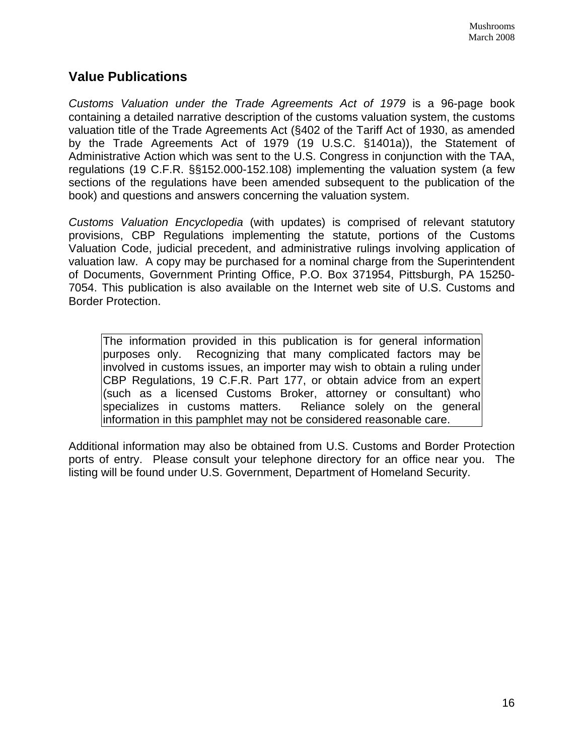## Value Publications

*Customs Valuation under the Trade Agreements Act of 1979* is a 96-page book containing a detailed narrative description of the customs valuation system, the customs valuation title of the Trade Agreements Act (§402 of the Tariff Act of 1930, as amended by the Trade Agreements Act of 1979 (19 U.S.C. §1401a)), the Statement of Administrative Action which was sent to the U.S. Congress in conjunction with the TAA, regulations (19 C.F.R. §§152.000-152.108) implementing the valuation system (a few sections of the regulations have been amended subsequent to the publication of the book) and questions and answers concerning the valuation system.

*Customs Valuation Encyclopedia* (with updates) is comprised of relevant statutory provisions, CBP Regulations implementing the statute, portions of the Customs Valuation Code, judicial precedent, and administrative rulings involving application of valuation law. A copy may be purchased for a nominal charge from the Superintendent of Documents, Government Printing Office, P.O. Box 371954, Pittsburgh, PA 15250-7054. This publication is also available on the Internet web site of U.S. Customs and Border Protection.

> The information provided in this publication is for general information purposes only. Recognizing that many complicated factors may be involved in customs issues, an importer may wish to obtain a ruling under CBP Regulations, 19 C.F.R. Part 177, or obtain advice from an expert (such as a licensed Customs Broker, attorney or consultant) who specializes in customs matters. Reliance solely on the general information in this pamphlet may not be considered reasonable care.

Additional information may also be obtained from U.S. Customs and Border Protection ports of entry. Please consult your telephone directory for an office near you. The listing will be found under U.S. Government, Department of Homeland Security.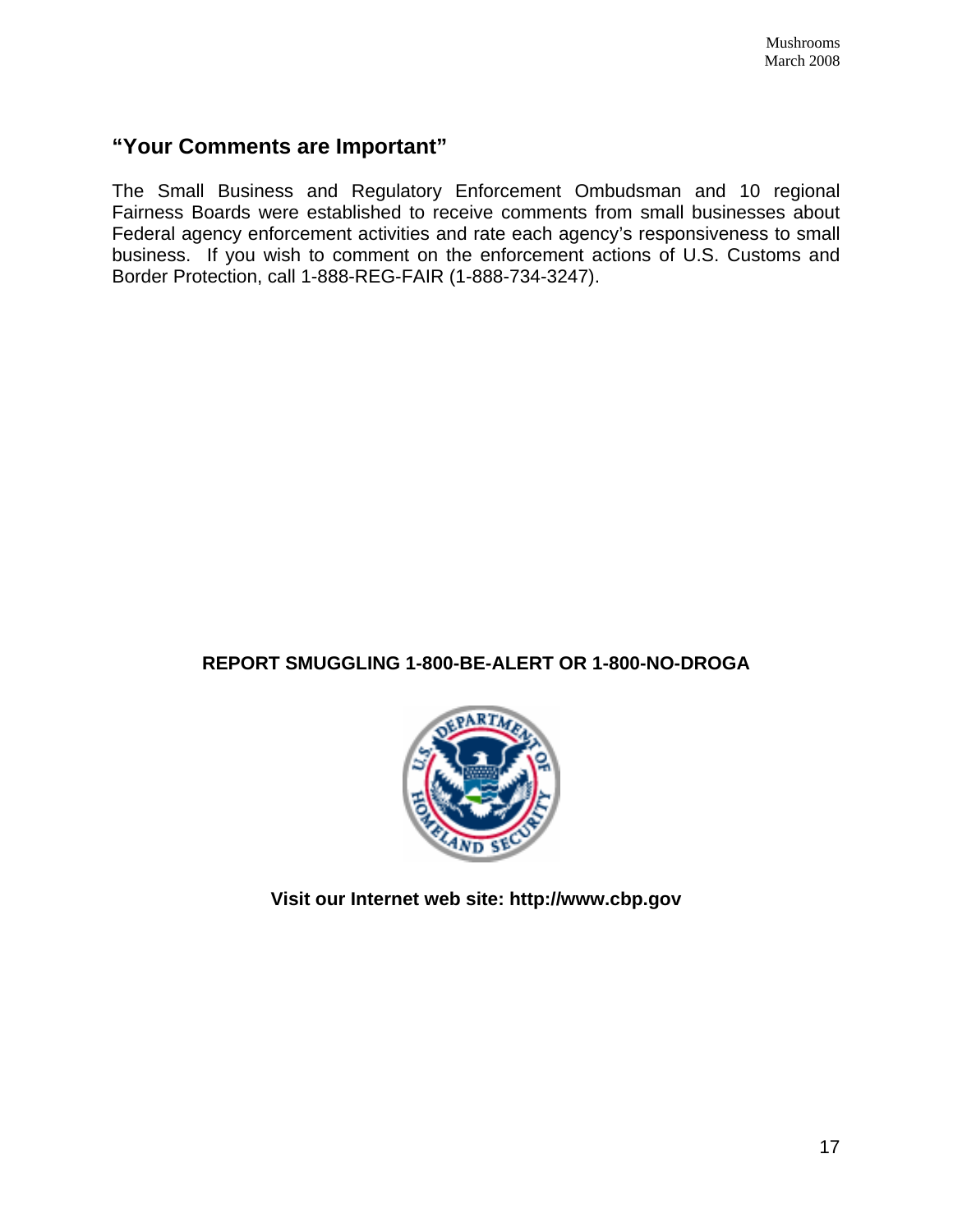## "Your Comments are Important"

The Small Business and Regulatory Enforcement Ombudsman and 10 regional Fairness Boards were established to receive comments from small businesses about Federal agency enforcement activities and rate each agency's responsiveness to small business. If you wish to comment on the enforcement actions of U.S. Customs and Border Protection, call 1-888-REG-FAIR (1-888-734-3247).

**REPORT SMUGGLING 1-800-BE-ALERT OR 1-800-NO-DROGA**

**Visit our Internet web site: http://www.cbp.gov**